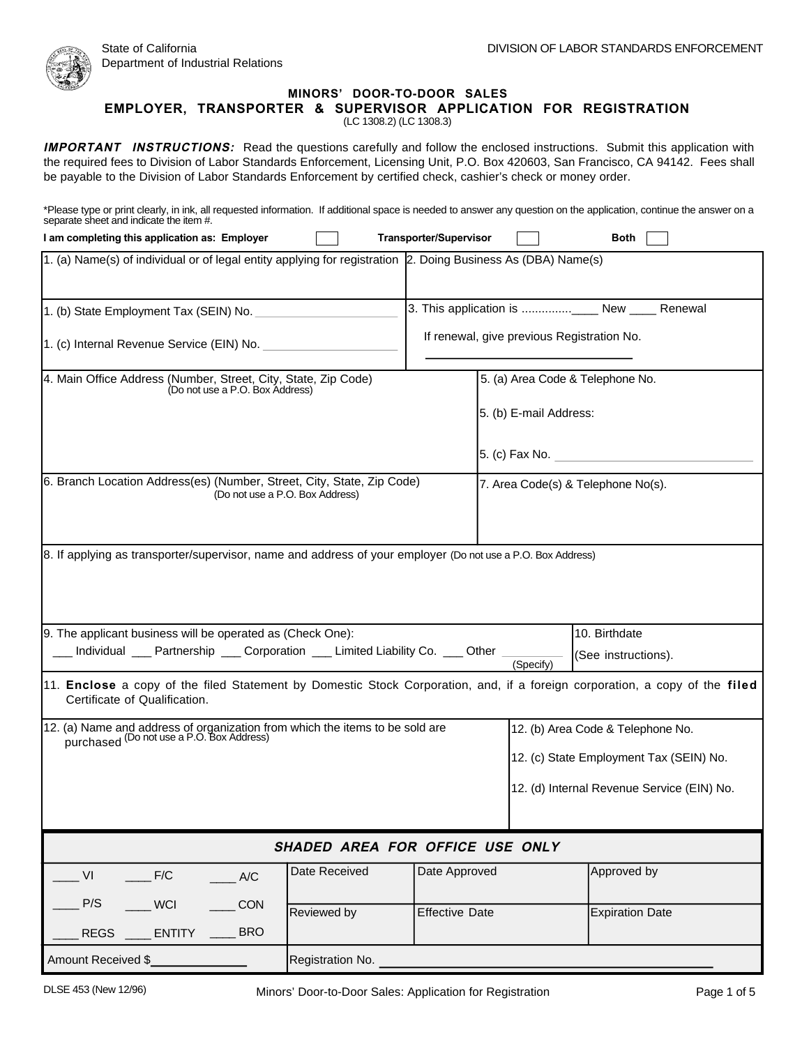State of California
Department of Industrial Relations

DIVISION OF LABOR STANDARDS ENFORCEMENT

# MINORS' DOOR-TO-DOOR SALES
# EMPLOYER, TRANSPORTER & SUPERVISOR APPLICATION FOR REGISTRATION

(LC 1308.2) (LC 1308.3)

***IMPORTANT INSTRUCTIONS:*** Read the questions carefully and follow the enclosed instructions. Submit this application with the required fees to Division of Labor Standards Enforcement, Licensing Unit, P.O. Box 420603, San Francisco, CA 94142. Fees shall be payable to the Division of Labor Standards Enforcement by certified check, cashier's check or money order.

*Please type or print clearly, in ink, all requested information. If additional space is needed to answer any question on the application, continue the answer on a separate sheet and indicate the item #.

**I am completing this application as: Employer** ☐ **Transporter/Supervisor** ☐ **Both** ☐

| | |
|---|---|
| 1. (a) Name(s) of individual or of legal entity applying for registration | 2. Doing Business As (DBA) Name(s) |
| 1. (b) State Employment Tax (SEIN) No. ____________________<br><br>1. (c) Internal Revenue Service (EIN) No. ____________________ | 3. This application is .............. ____ New ____ Renewal<br><br>If renewal, give previous Registration No.<br>______________________________ |
| 4. Main Office Address (Number, Street, City, State, Zip Code) (Do not use a P.O. Box Address) | 5. (a) Area Code & Telephone No.<br><br>5. (b) E-mail Address:<br><br>5. (c) Fax No. ______________________________ |
| 6. Branch Location Address(es) (Number, Street, City, State, Zip Code) (Do not use a P.O. Box Address) | 7. Area Code(s) & Telephone No(s). |
| 8. If applying as transporter/supervisor, name and address of your employer (Do not use a P.O. Box Address) | |
| 9. The applicant business will be operated as (Check One):<br>___ Individual ___ Partnership ___ Corporation ___ Limited Liability Co. ___ Other ________ (Specify) | 10. Birthdate<br>(See instructions). |
| 11. **Enclose** a copy of the filed Statement by Domestic Stock Corporation, and, if a foreign corporation, a copy of the **filed** Certificate of Qualification. | |
| 12. (a) Name and address of organization from which the items to be sold are purchased (Do not use a P.O. Box Address) | 12. (b) Area Code & Telephone No.<br><br>12. (c) State Employment Tax (SEIN) No.<br><br>12. (d) Internal Revenue Service (EIN) No. |

***SHADED AREA FOR OFFICE USE ONLY***

| | | | |
|---|---|---|---|
| ____ VI ____ F/C ____ A/C | Date Received | Date Approved | Approved by |
| ____ P/S ____ WCI ____ CON<br>____ REGS ____ ENTITY ____ BRO | Reviewed by | Effective Date | Expiration Date |
| Amount Received $____________ | Registration No. ______________________________ | | |

DLSE 453 (New 12/96) Minors' Door-to-Door Sales: Application for Registration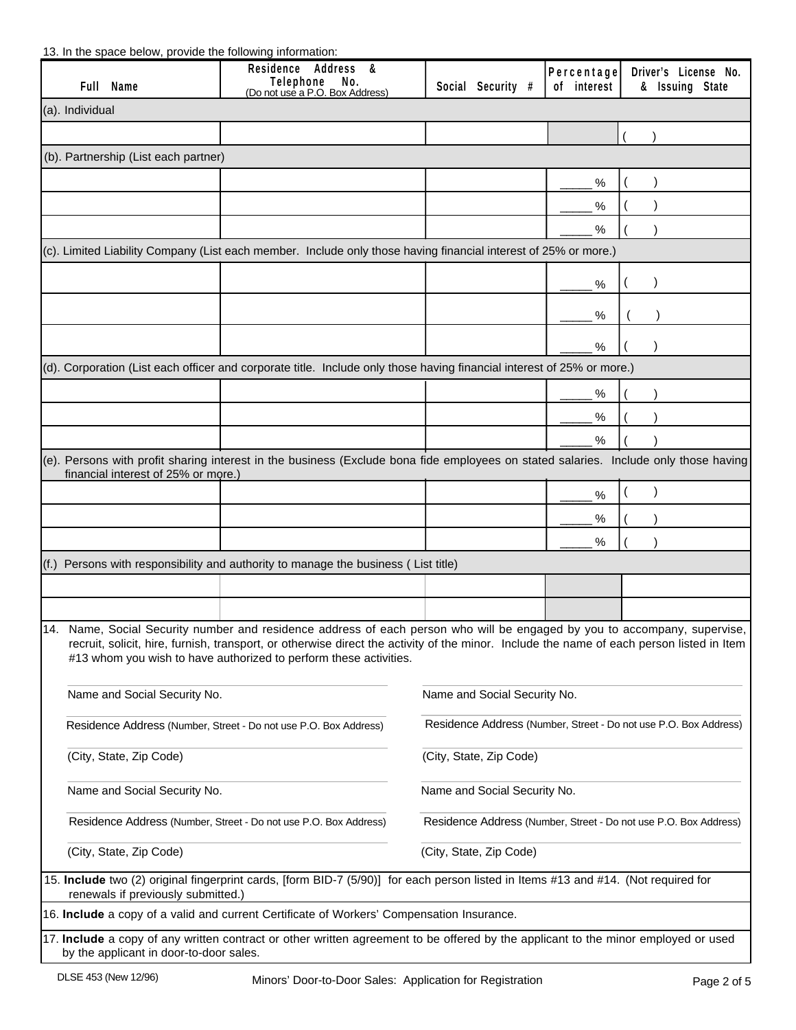13. In the space below, provide the following information:

| Full Name | Residence Address & Telephone No. (Do not use a P.O. Box Address) | Social Security # | Percentage of interest | Driver's License No. & Issuing State |
|---|---|---|---|---|
| (a). Individual | | | | |
| | | | | ( ) |
| (b). Partnership (List each partner) | | | | |
| | | | _____ % | ( ) |
| | | | _____ % | ( ) |
| | | | _____ % | ( ) |
| (c). Limited Liability Company (List each member. Include only those having financial interest of 25% or more.) | | | | |
| | | | _____ % | ( ) |
| | | | _____ % | ( ) |
| | | | _____ % | ( ) |
| (d). Corporation (List each officer and corporate title. Include only those having financial interest of 25% or more.) | | | | |
| | | | _____ % | ( ) |
| | | | _____ % | ( ) |
| | | | _____ % | ( ) |
| (e). Persons with profit sharing interest in the business (Exclude bona fide employees on stated salaries. Include only those having financial interest of 25% or more.) | | | | |
| | | | _____ % | ( ) |
| | | | _____ % | ( ) |
| | | | _____ % | ( ) |
| (f.) Persons with responsibility and authority to manage the business ( List title) | | | | |
| | | | | |
| | | | | |

14. Name, Social Security number and residence address of each person who will be engaged by you to accompany, supervise, recruit, solicit, hire, furnish, transport, or otherwise direct the activity of the minor. Include the name of each person listed in Item #13 whom you wish to have authorized to perform these activities.

| | |
|---|---|
| Name and Social Security No. | Name and Social Security No. |
| Residence Address (Number, Street - Do not use P.O. Box Address) | Residence Address (Number, Street - Do not use P.O. Box Address) |
| (City, State, Zip Code) | (City, State, Zip Code) |
| Name and Social Security No. | Name and Social Security No. |
| Residence Address (Number, Street - Do not use P.O. Box Address) | Residence Address (Number, Street - Do not use P.O. Box Address) |
| (City, State, Zip Code) | (City, State, Zip Code) |

15. **Include** two (2) original fingerprint cards, [form BID-7 (5/90)] for each person listed in Items #13 and #14. (Not required for renewals if previously submitted.)

16. **Include** a copy of a valid and current Certificate of Workers' Compensation Insurance.

17. **Include** a copy of any written contract or other written agreement to be offered by the applicant to the minor employed or used by the applicant in door-to-door sales.

DLSE 453 (New 12/96) Minors' Door-to-Door Sales: Application for Registration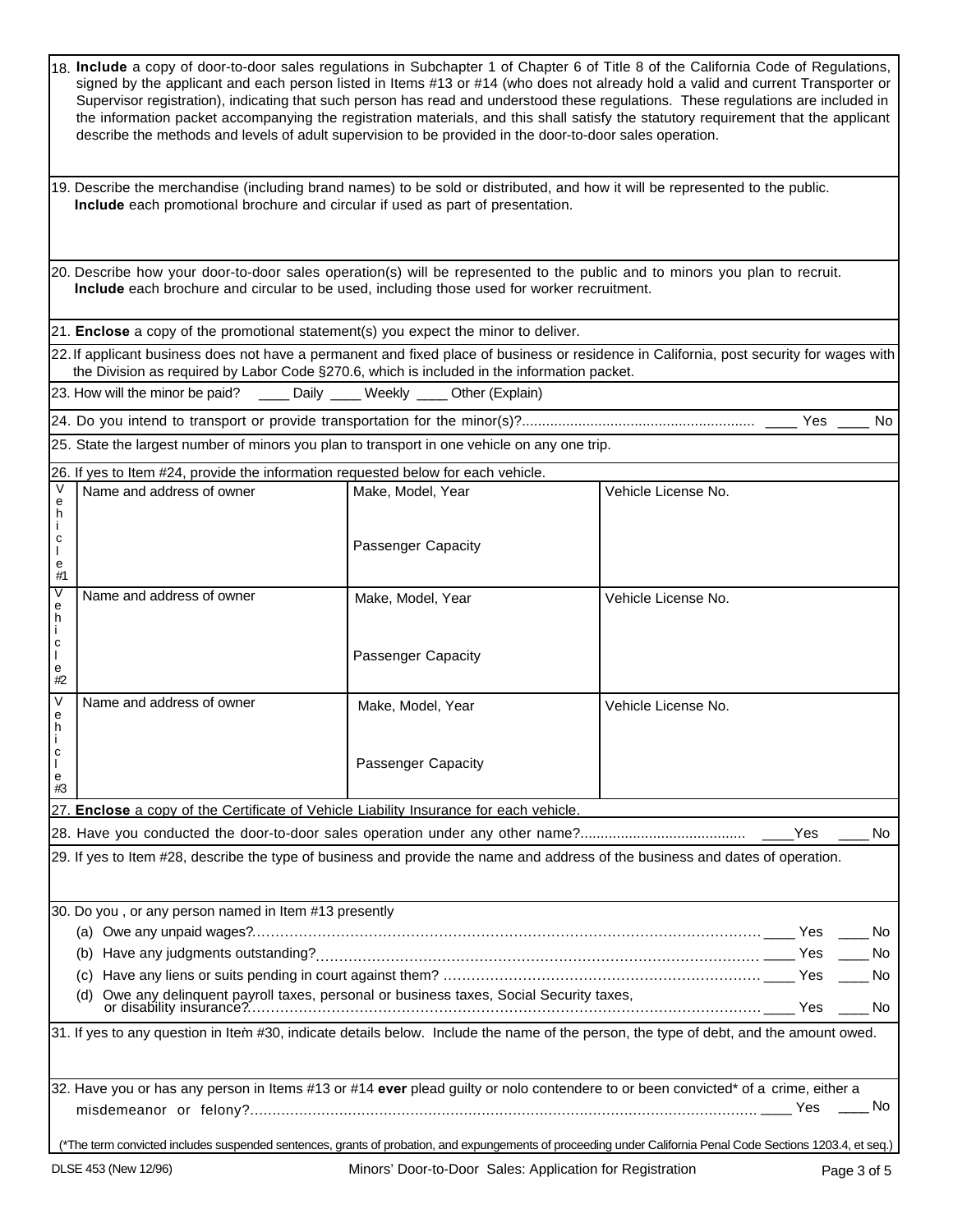18. **Include** a copy of door-to-door sales regulations in Subchapter 1 of Chapter 6 of Title 8 of the California Code of Regulations, signed by the applicant and each person listed in Items #13 or #14 (who does not already hold a valid and current Transporter or Supervisor registration), indicating that such person has read and understood these regulations. These regulations are included in the information packet accompanying the registration materials, and this shall satisfy the statutory requirement that the applicant describe the methods and levels of adult supervision to be provided in the door-to-door sales operation.

19. Describe the merchandise (including brand names) to be sold or distributed, and how it will be represented to the public. **Include** each promotional brochure and circular if used as part of presentation.

20. Describe how your door-to-door sales operation(s) will be represented to the public and to minors you plan to recruit. **Include** each brochure and circular to be used, including those used for worker recruitment.

21. **Enclose** a copy of the promotional statement(s) you expect the minor to deliver.

22. If applicant business does not have a permanent and fixed place of business or residence in California, post security for wages with the Division as required by Labor Code §270.6, which is included in the information packet.

23. How will the minor be paid? ____ Daily ____ Weekly ____ Other (Explain)

24. Do you intend to transport or provide transportation for the minor(s)?.......................................................... ____ Yes ____ No

25. State the largest number of minors you plan to transport in one vehicle on any one trip.

26. If yes to Item #24, provide the information requested below for each vehicle.

| | Name and address of owner | Make, Model, Year / Passenger Capacity | Vehicle License No. |
|---|---|---|---|
| Vehicle #1 | | Make, Model, Year<br>Passenger Capacity | |
| Vehicle #2 | | Make, Model, Year<br>Passenger Capacity | |
| Vehicle #3 | | Make, Model, Year<br>Passenger Capacity | |

27. **Enclose** a copy of the Certificate of Vehicle Liability Insurance for each vehicle.

28. Have you conducted the door-to-door sales operation under any other name?......................................... ____Yes ____ No

29. If yes to Item #28, describe the type of business and provide the name and address of the business and dates of operation.

30. Do you , or any person named in Item #13 presently

(a) Owe any unpaid wages?............................................................................................................ ____ Yes ____ No

(b) Have any judgments outstanding?............................................................................................ ____ Yes ____ No

(c) Have any liens or suits pending in court against them? ............................................................ ____ Yes ____ No

(d) Owe any delinquent payroll taxes, personal or business taxes, Social Security taxes, or disability insurance?............................................................................................................ ____ Yes ____ No

31. If yes to any question in Item #30, indicate details below. Include the name of the person, the type of debt, and the amount owed.

32. Have you or has any person in Items #13 or #14 **ever** plead guilty or nolo contendere to or been convicted* of a crime, either a misdemeanor or felony?.................................................................................................................. ____ Yes ____ No

(*The term convicted includes suspended sentences, grants of probation, and expungements of proceeding under California Penal Code Sections 1203.4, et seq.)

DLSE 453 (New 12/96) Minors' Door-to-Door Sales: Application for Registration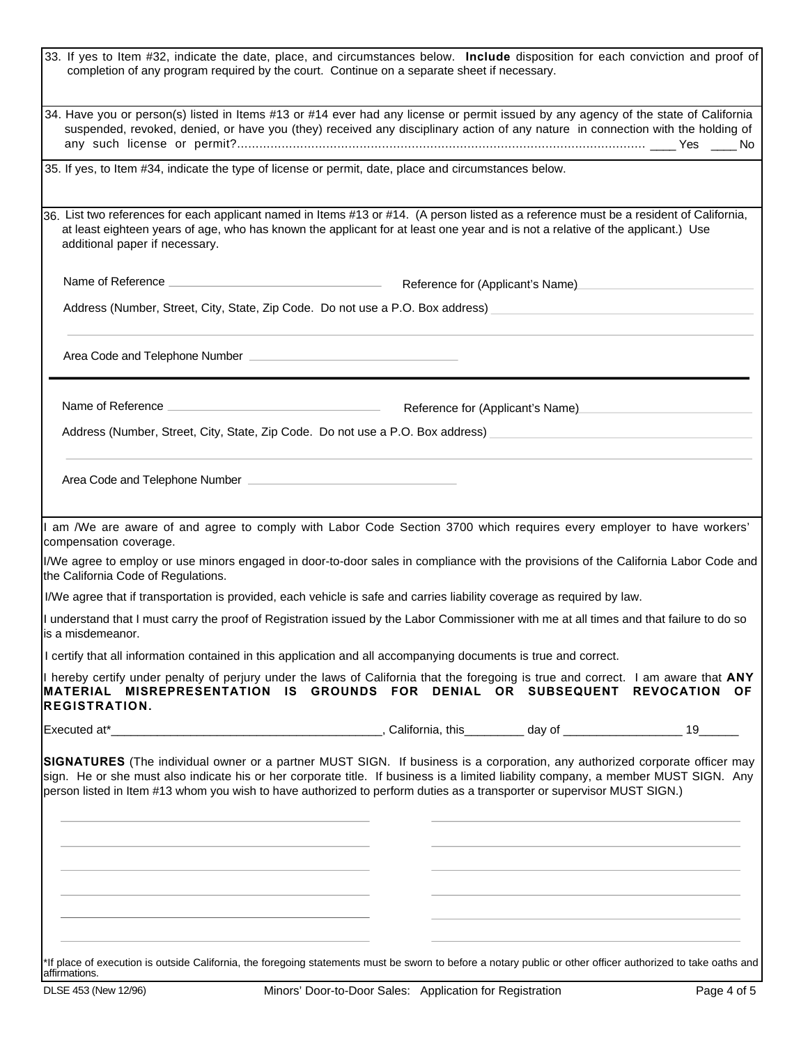33. If yes to Item #32, indicate the date, place, and circumstances below. **Include** disposition for each conviction and proof of completion of any program required by the court. Continue on a separate sheet if necessary.

34. Have you or person(s) listed in Items #13 or #14 ever had any license or permit issued by any agency of the state of California suspended, revoked, denied, or have you (they) received any disciplinary action of any nature in connection with the holding of any such license or permit?............................................................................................................ ____ Yes ____ No

35. If yes, to Item #34, indicate the type of license or permit, date, place and circumstances below.

36. List two references for each applicant named in Items #13 or #14. (A person listed as a reference must be a resident of California, at least eighteen years of age, who has known the applicant for at least one year and is not a relative of the applicant.) Use additional paper if necessary.

Name of Reference ______________________________ Reference for (Applicant's Name) ______________________________

Address (Number, Street, City, State, Zip Code. Do not use a P.O. Box address) ______________________________

Area Code and Telephone Number ______________________________

---

Name of Reference ______________________________ Reference for (Applicant's Name) ______________________________

Address (Number, Street, City, State, Zip Code. Do not use a P.O. Box address) ______________________________

Area Code and Telephone Number ______________________________

I am /We are aware of and agree to comply with Labor Code Section 3700 which requires every employer to have workers' compensation coverage.

I/We agree to employ or use minors engaged in door-to-door sales in compliance with the provisions of the California Labor Code and the California Code of Regulations.

I/We agree that if transportation is provided, each vehicle is safe and carries liability coverage as required by law.

I understand that I must carry the proof of Registration issued by the Labor Commissioner with me at all times and that failure to do so is a misdemeanor.

I certify that all information contained in this application and all accompanying documents is true and correct.

I hereby certify under penalty of perjury under the laws of California that the foregoing is true and correct. I am aware that **ANY MATERIAL MISREPRESENTATION IS GROUNDS FOR DENIAL OR SUBSEQUENT REVOCATION OF REGISTRATION.**

Executed at*________________________________________, California, this_________ day of __________________ 19______

**SIGNATURES** (The individual owner or a partner MUST SIGN. If business is a corporation, any authorized corporate officer may sign. He or she must also indicate his or her corporate title. If business is a limited liability company, a member MUST SIGN. Any person listed in Item #13 whom you wish to have authorized to perform duties as a transporter or supervisor MUST SIGN.)

______________________________ ______________________________

______________________________ ______________________________

______________________________ ______________________________

______________________________ ______________________________

______________________________ ______________________________

______________________________ ______________________________

*If place of execution is outside California, the foregoing statements must be sworn to before a notary public or other officer authorized to take oaths and affirmations.

DLSE 453 (New 12/96) Minors' Door-to-Door Sales: Application for Registration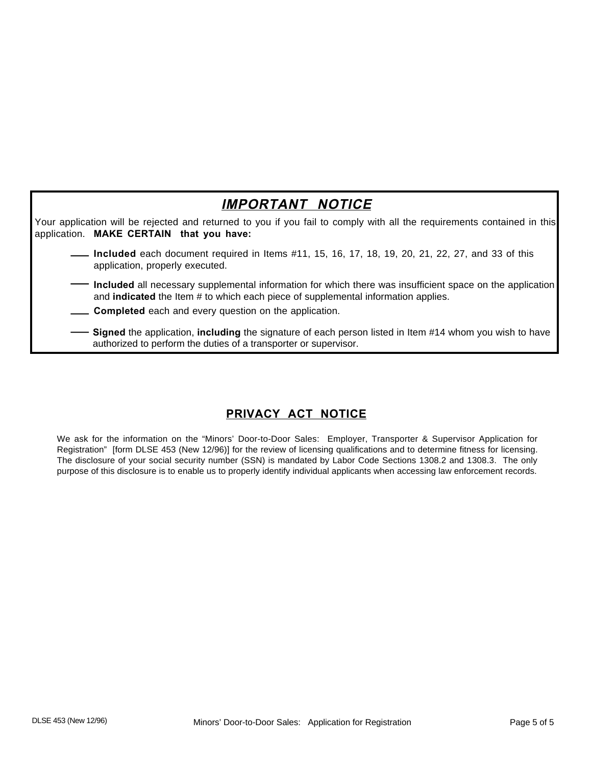## ***IMPORTANT NOTICE***

Your application will be rejected and returned to you if you fail to comply with all the requirements contained in this application. **MAKE CERTAIN that you have:**

- ____ **Included** each document required in Items #11, 15, 16, 17, 18, 19, 20, 21, 22, 27, and 33 of this application, properly executed.
- ____ **Included** all necessary supplemental information for which there was insufficient space on the application and **indicated** the Item # to which each piece of supplemental information applies.
- ____ **Completed** each and every question on the application.
- ____ **Signed** the application, **including** the signature of each person listed in Item #14 whom you wish to have authorized to perform the duties of a transporter or supervisor.

## PRIVACY ACT NOTICE

We ask for the information on the "Minors' Door-to-Door Sales: Employer, Transporter & Supervisor Application for Registration" [form DLSE 453 (New 12/96)] for the review of licensing qualifications and to determine fitness for licensing. The disclosure of your social security number (SSN) is mandated by Labor Code Sections 1308.2 and 1308.3. The only purpose of this disclosure is to enable us to properly identify individual applicants when accessing law enforcement records.